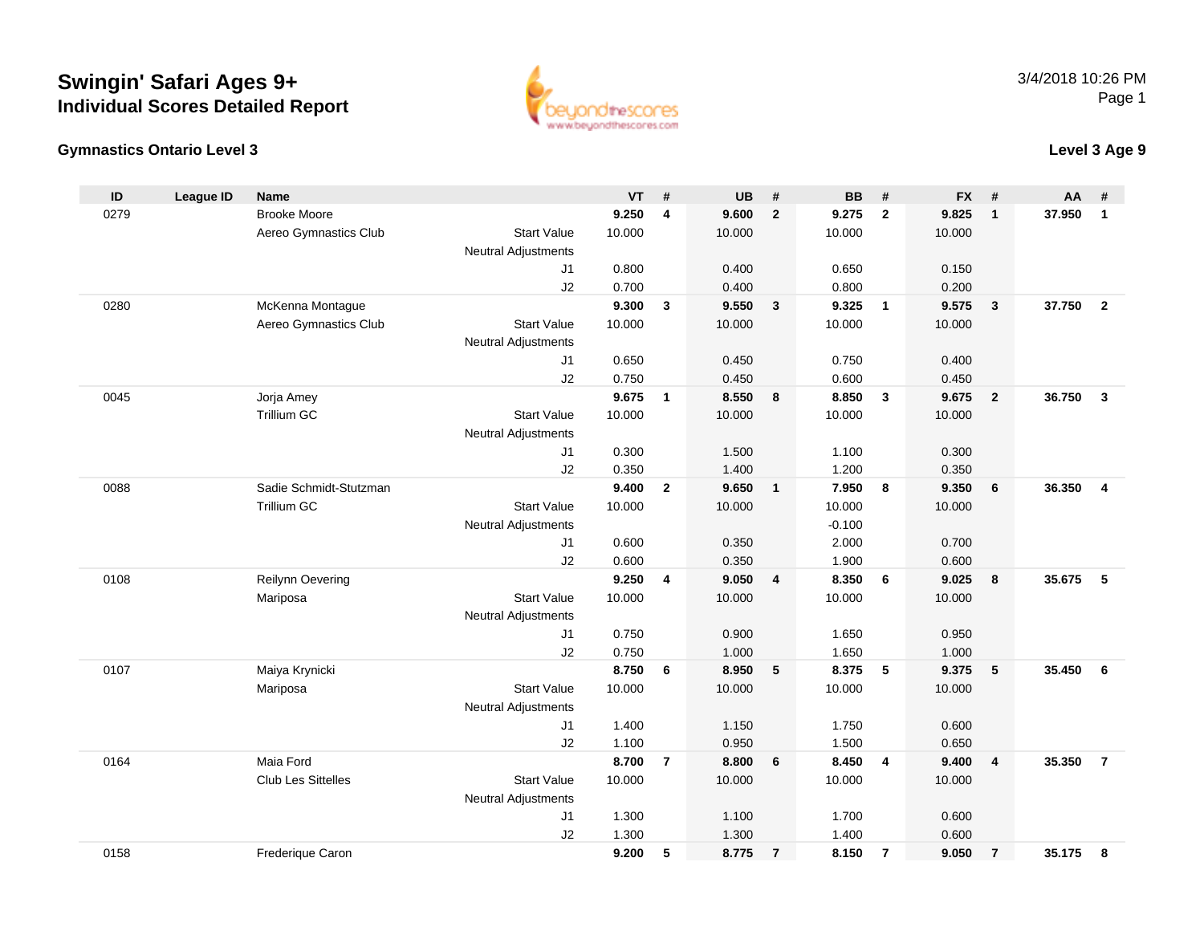# Swingin' Safari Ages 9+

## Individual Scores Detailed Report

3/4/2018 10:26 PM

### Gymnastics Ontario Level 3

### Level 3 Age 9

| ID | League ID | Name | | VT | # | UB | # | BB | # | FX | # | AA | # |
|---|---|---|---|---|---|---|---|---|---|---|---|---|---|
| 0279 | | Brooke Moore | | **9.250** | **4** | **9.600** | **2** | **9.275** | **2** | **9.825** | **1** | **37.950** | **1** |
| | | Aereo Gymnastics Club | Start Value | 10.000 | | 10.000 | | 10.000 | | 10.000 | | | |
| | | | Neutral Adjustments | | | | | | | | | | |
| | | | J1 | 0.800 | | 0.400 | | 0.650 | | 0.150 | | | |
| | | | J2 | 0.700 | | 0.400 | | 0.800 | | 0.200 | | | |
| 0280 | | McKenna Montague | | **9.300** | **3** | **9.550** | **3** | **9.325** | **1** | **9.575** | **3** | **37.750** | **2** |
| | | Aereo Gymnastics Club | Start Value | 10.000 | | 10.000 | | 10.000 | | 10.000 | | | |
| | | | Neutral Adjustments | | | | | | | | | | |
| | | | J1 | 0.650 | | 0.450 | | 0.750 | | 0.400 | | | |
| | | | J2 | 0.750 | | 0.450 | | 0.600 | | 0.450 | | | |
| 0045 | | Jorja Amey | | **9.675** | **1** | **8.550** | **8** | **8.850** | **3** | **9.675** | **2** | **36.750** | **3** |
| | | Trillium GC | Start Value | 10.000 | | 10.000 | | 10.000 | | 10.000 | | | |
| | | | Neutral Adjustments | | | | | | | | | | |
| | | | J1 | 0.300 | | 1.500 | | 1.100 | | 0.300 | | | |
| | | | J2 | 0.350 | | 1.400 | | 1.200 | | 0.350 | | | |
| 0088 | | Sadie Schmidt-Stutzman | | **9.400** | **2** | **9.650** | **1** | **7.950** | **8** | **9.350** | **6** | **36.350** | **4** |
| | | Trillium GC | Start Value | 10.000 | | 10.000 | | 10.000 | | 10.000 | | | |
| | | | Neutral Adjustments | | | | | -0.100 | | | | | |
| | | | J1 | 0.600 | | 0.350 | | 2.000 | | 0.700 | | | |
| | | | J2 | 0.600 | | 0.350 | | 1.900 | | 0.600 | | | |
| 0108 | | Reilynn Oevering | | **9.250** | **4** | **9.050** | **4** | **8.350** | **6** | **9.025** | **8** | **35.675** | **5** |
| | | Mariposa | Start Value | 10.000 | | 10.000 | | 10.000 | | 10.000 | | | |
| | | | Neutral Adjustments | | | | | | | | | | |
| | | | J1 | 0.750 | | 0.900 | | 1.650 | | 0.950 | | | |
| | | | J2 | 0.750 | | 1.000 | | 1.650 | | 1.000 | | | |
| 0107 | | Maiya Krynicki | | **8.750** | **6** | **8.950** | **5** | **8.375** | **5** | **9.375** | **5** | **35.450** | **6** |
| | | Mariposa | Start Value | 10.000 | | 10.000 | | 10.000 | | 10.000 | | | |
| | | | Neutral Adjustments | | | | | | | | | | |
| | | | J1 | 1.400 | | 1.150 | | 1.750 | | 0.600 | | | |
| | | | J2 | 1.100 | | 0.950 | | 1.500 | | 0.650 | | | |
| 0164 | | Maia Ford | | **8.700** | **7** | **8.800** | **6** | **8.450** | **4** | **9.400** | **4** | **35.350** | **7** |
| | | Club Les Sittelles | Start Value | 10.000 | | 10.000 | | 10.000 | | 10.000 | | | |
| | | | Neutral Adjustments | | | | | | | | | | |
| | | | J1 | 1.300 | | 1.100 | | 1.700 | | 0.600 | | | |
| | | | J2 | 1.300 | | 1.300 | | 1.400 | | 0.600 | | | |
| 0158 | | Frederique Caron | | **9.200** | **5** | **8.775** | **7** | **8.150** | **7** | **9.050** | **7** | **35.175** | **8** |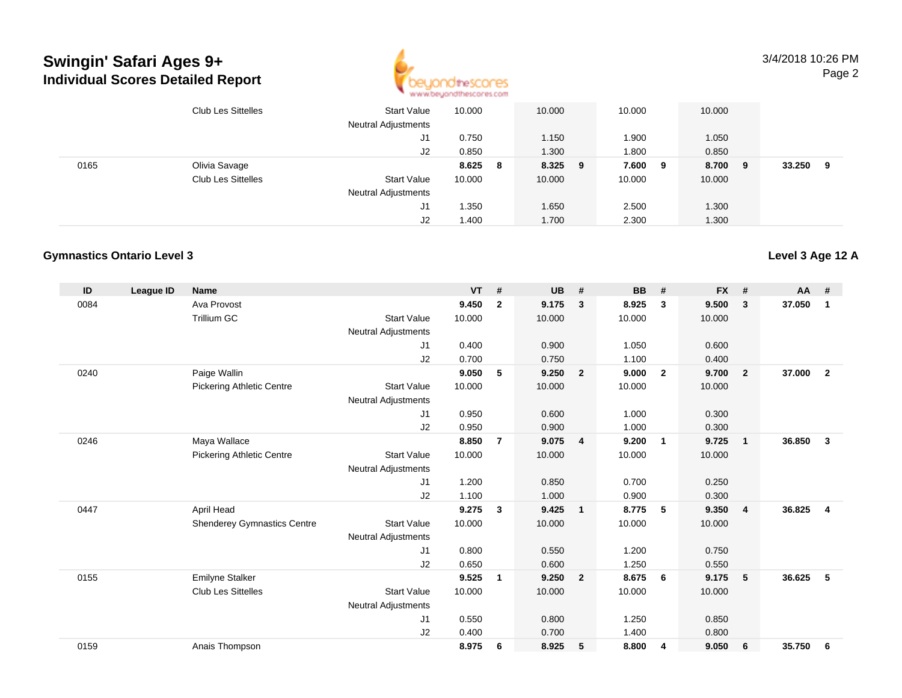# Swingin' Safari Ages 9+
## Individual Scores Detailed Report

3/4/2018 10:26 PM

| ID | League ID | Name | | VT | # | UB | # | BB | # | FX | # | AA | # |
|---|---|---|---|---|---|---|---|---|---|---|---|---|---|
| | | Club Les Sittelles | Start Value | 10.000 | | 10.000 | | 10.000 | | 10.000 | | | |
| | | | Neutral Adjustments | | | | | | | | | | |
| | | | J1 | 0.750 | | 1.150 | | 1.900 | | 1.050 | | | |
| | | | J2 | 0.850 | | 1.300 | | 1.800 | | 0.850 | | | |
| 0165 | | Olivia Savage | | 8.625 | 8 | 8.325 | 9 | 7.600 | 9 | 8.700 | 9 | 33.250 | 9 |
| | | Club Les Sittelles | Start Value | 10.000 | | 10.000 | | 10.000 | | 10.000 | | | |
| | | | Neutral Adjustments | | | | | | | | | | |
| | | | J1 | 1.350 | | 1.650 | | 2.500 | | 1.300 | | | |
| | | | J2 | 1.400 | | 1.700 | | 2.300 | | 1.300 | | | |

### Gymnastics Ontario Level 3

**Level 3 Age 12 A**

| ID | League ID | Name | | VT | # | UB | # | BB | # | FX | # | AA | # |
|---|---|---|---|---|---|---|---|---|---|---|---|---|---|
| 0084 | | Ava Provost | | 9.450 | 2 | 9.175 | 3 | 8.925 | 3 | 9.500 | 3 | 37.050 | 1 |
| | | Trillium GC | Start Value | 10.000 | | 10.000 | | 10.000 | | 10.000 | | | |
| | | | Neutral Adjustments | | | | | | | | | | |
| | | | J1 | 0.400 | | 0.900 | | 1.050 | | 0.600 | | | |
| | | | J2 | 0.700 | | 0.750 | | 1.100 | | 0.400 | | | |
| 0240 | | Paige Wallin | | 9.050 | 5 | 9.250 | 2 | 9.000 | 2 | 9.700 | 2 | 37.000 | 2 |
| | | Pickering Athletic Centre | Start Value | 10.000 | | 10.000 | | 10.000 | | 10.000 | | | |
| | | | Neutral Adjustments | | | | | | | | | | |
| | | | J1 | 0.950 | | 0.600 | | 1.000 | | 0.300 | | | |
| | | | J2 | 0.950 | | 0.900 | | 1.000 | | 0.300 | | | |
| 0246 | | Maya Wallace | | 8.850 | 7 | 9.075 | 4 | 9.200 | 1 | 9.725 | 1 | 36.850 | 3 |
| | | Pickering Athletic Centre | Start Value | 10.000 | | 10.000 | | 10.000 | | 10.000 | | | |
| | | | Neutral Adjustments | | | | | | | | | | |
| | | | J1 | 1.200 | | 0.850 | | 0.700 | | 0.250 | | | |
| | | | J2 | 1.100 | | 1.000 | | 0.900 | | 0.300 | | | |
| 0447 | | April Head | | 9.275 | 3 | 9.425 | 1 | 8.775 | 5 | 9.350 | 4 | 36.825 | 4 |
| | | Shenderey Gymnastics Centre | Start Value | 10.000 | | 10.000 | | 10.000 | | 10.000 | | | |
| | | | Neutral Adjustments | | | | | | | | | | |
| | | | J1 | 0.800 | | 0.550 | | 1.200 | | 0.750 | | | |
| | | | J2 | 0.650 | | 0.600 | | 1.250 | | 0.550 | | | |
| 0155 | | Emilyne Stalker | | 9.525 | 1 | 9.250 | 2 | 8.675 | 6 | 9.175 | 5 | 36.625 | 5 |
| | | Club Les Sittelles | Start Value | 10.000 | | 10.000 | | 10.000 | | 10.000 | | | |
| | | | Neutral Adjustments | | | | | | | | | | |
| | | | J1 | 0.550 | | 0.800 | | 1.250 | | 0.850 | | | |
| | | | J2 | 0.400 | | 0.700 | | 1.400 | | 0.800 | | | |
| 0159 | | Anais Thompson | | 8.975 | 6 | 8.925 | 5 | 8.800 | 4 | 9.050 | 6 | 35.750 | 6 |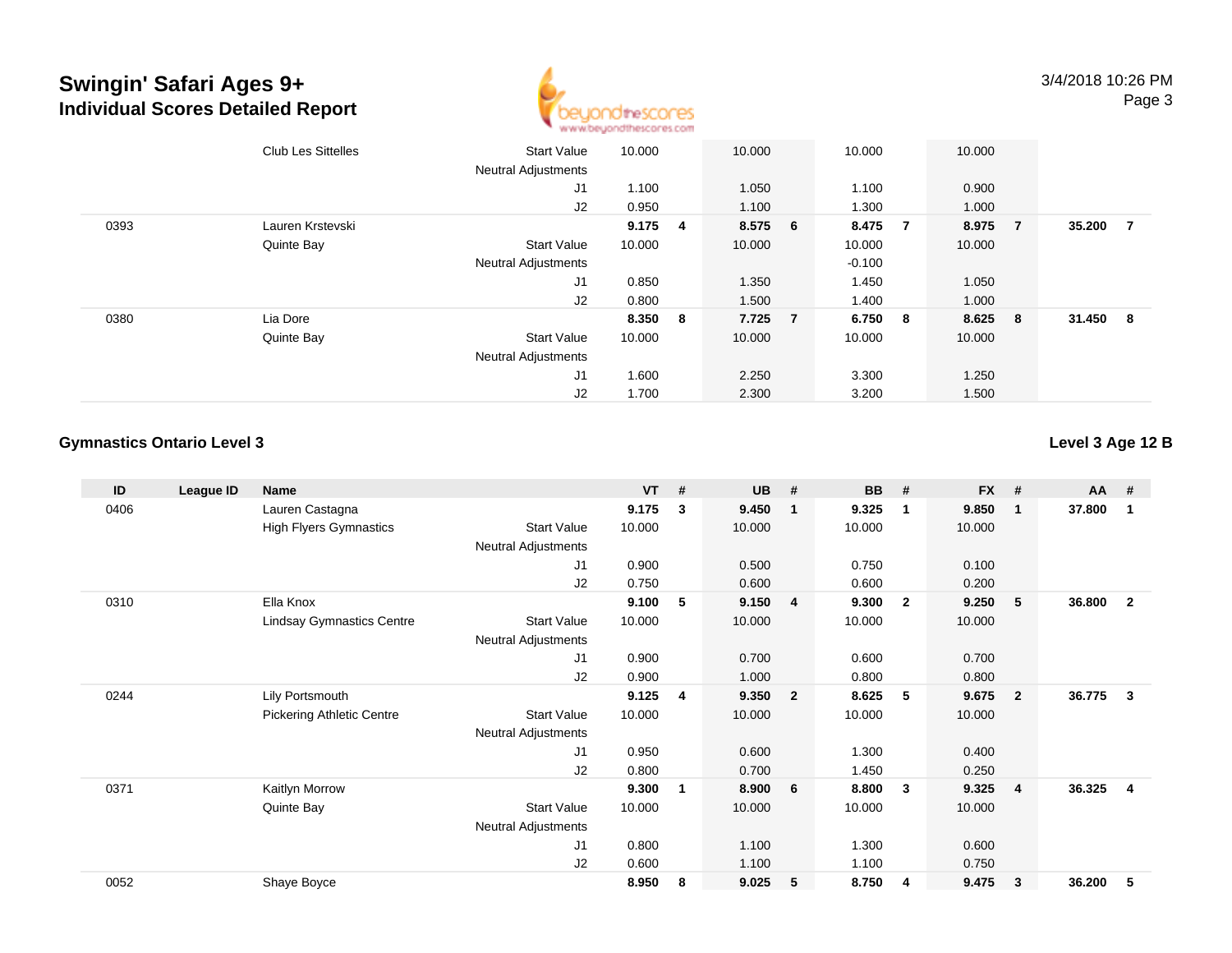# Swingin' Safari Ages 9+
## Individual Scores Detailed Report

3/4/2018 10:26 PM

| ID | League ID | Name | | VT | # | UB | # | BB | # | FX | # | AA | # |
|---|---|---|---|---|---|---|---|---|---|---|---|---|---|
| | | Club Les Sittelles | Start Value | 10.000 | | 10.000 | | 10.000 | | 10.000 | | | |
| | | | Neutral Adjustments | | | | | | | | | | |
| | | | J1 | 1.100 | | 1.050 | | 1.100 | | 0.900 | | | |
| | | | J2 | 0.950 | | 1.100 | | 1.300 | | 1.000 | | | |
| 0393 | | Lauren Krstevski | | 9.175 | 4 | 8.575 | 6 | 8.475 | 7 | 8.975 | 7 | 35.200 | 7 |
| | | Quinte Bay | Start Value | 10.000 | | 10.000 | | 10.000 | | 10.000 | | | |
| | | | Neutral Adjustments | | | | | -0.100 | | | | | |
| | | | J1 | 0.850 | | 1.350 | | 1.450 | | 1.050 | | | |
| | | | J2 | 0.800 | | 1.500 | | 1.400 | | 1.000 | | | |
| 0380 | | Lia Dore | | 8.350 | 8 | 7.725 | 7 | 6.750 | 8 | 8.625 | 8 | 31.450 | 8 |
| | | Quinte Bay | Start Value | 10.000 | | 10.000 | | 10.000 | | 10.000 | | | |
| | | | Neutral Adjustments | | | | | | | | | | |
| | | | J1 | 1.600 | | 2.250 | | 3.300 | | 1.250 | | | |
| | | | J2 | 1.700 | | 2.300 | | 3.200 | | 1.500 | | | |

### Gymnastics Ontario Level 3

**Level 3 Age 12 B**

| ID | League ID | Name | | VT | # | UB | # | BB | # | FX | # | AA | # |
|---|---|---|---|---|---|---|---|---|---|---|---|---|---|
| 0406 | | Lauren Castagna | | 9.175 | 3 | 9.450 | 1 | 9.325 | 1 | 9.850 | 1 | 37.800 | 1 |
| | | High Flyers Gymnastics | Start Value | 10.000 | | 10.000 | | 10.000 | | 10.000 | | | |
| | | | Neutral Adjustments | | | | | | | | | | |
| | | | J1 | 0.900 | | 0.500 | | 0.750 | | 0.100 | | | |
| | | | J2 | 0.750 | | 0.600 | | 0.600 | | 0.200 | | | |
| 0310 | | Ella Knox | | 9.100 | 5 | 9.150 | 4 | 9.300 | 2 | 9.250 | 5 | 36.800 | 2 |
| | | Lindsay Gymnastics Centre | Start Value | 10.000 | | 10.000 | | 10.000 | | 10.000 | | | |
| | | | Neutral Adjustments | | | | | | | | | | |
| | | | J1 | 0.900 | | 0.700 | | 0.600 | | 0.700 | | | |
| | | | J2 | 0.900 | | 1.000 | | 0.800 | | 0.800 | | | |
| 0244 | | Lily Portsmouth | | 9.125 | 4 | 9.350 | 2 | 8.625 | 5 | 9.675 | 2 | 36.775 | 3 |
| | | Pickering Athletic Centre | Start Value | 10.000 | | 10.000 | | 10.000 | | 10.000 | | | |
| | | | Neutral Adjustments | | | | | | | | | | |
| | | | J1 | 0.950 | | 0.600 | | 1.300 | | 0.400 | | | |
| | | | J2 | 0.800 | | 0.700 | | 1.450 | | 0.250 | | | |
| 0371 | | Kaitlyn Morrow | | 9.300 | 1 | 8.900 | 6 | 8.800 | 3 | 9.325 | 4 | 36.325 | 4 |
| | | Quinte Bay | Start Value | 10.000 | | 10.000 | | 10.000 | | 10.000 | | | |
| | | | Neutral Adjustments | | | | | | | | | | |
| | | | J1 | 0.800 | | 1.100 | | 1.300 | | 0.600 | | | |
| | | | J2 | 0.600 | | 1.100 | | 1.100 | | 0.750 | | | |
| 0052 | | Shaye Boyce | | 8.950 | 8 | 9.025 | 5 | 8.750 | 4 | 9.475 | 3 | 36.200 | 5 |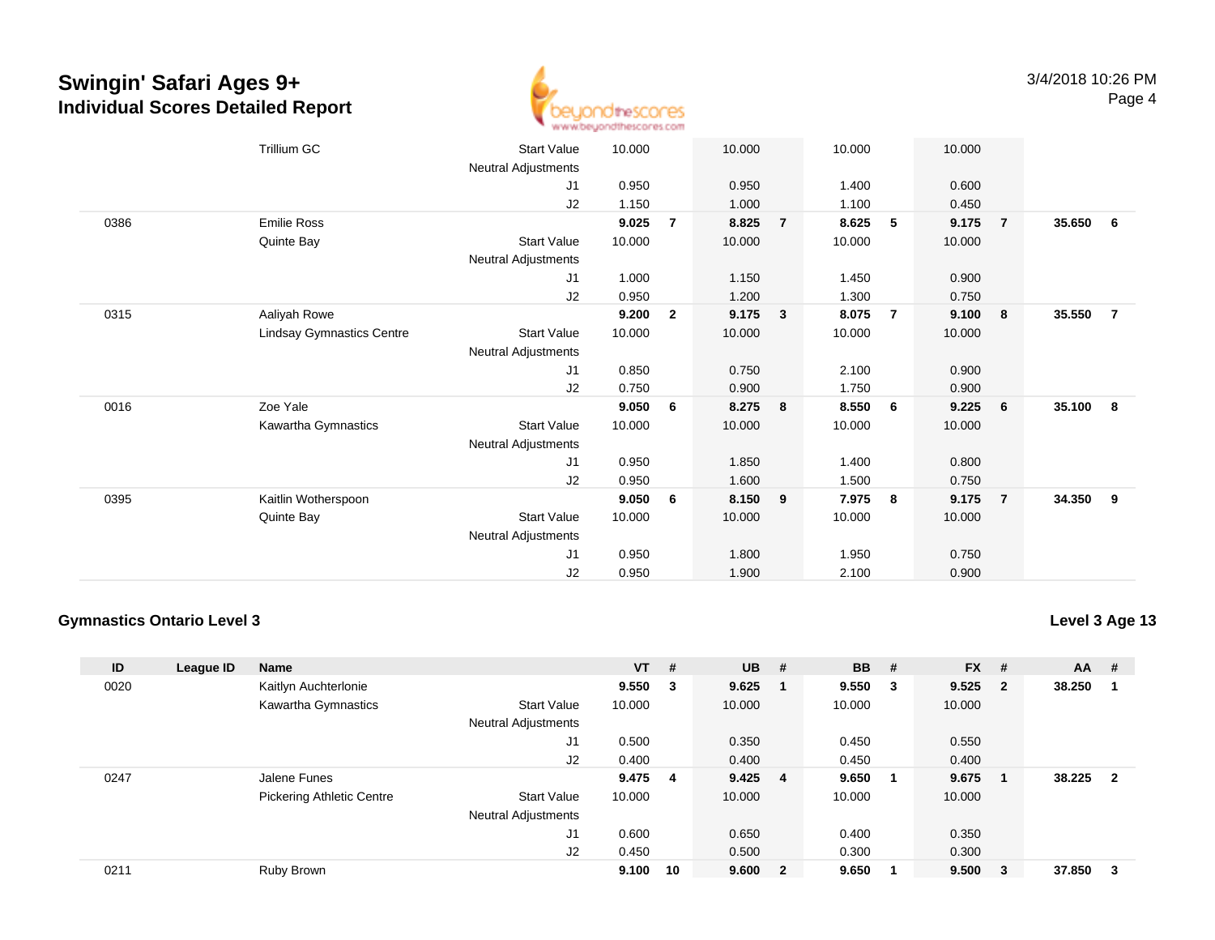# Swingin' Safari Ages 9+

## Individual Scores Detailed Report

| ID | League ID | Name | | VT | # | UB | # | BB | # | FX | # | AA | # |
|---|---|---|---|---|---|---|---|---|---|---|---|---|---|
| | | Trillium GC | Start Value | 10.000 | | 10.000 | | 10.000 | | 10.000 | | | |
| | | | Neutral Adjustments | | | | | | | | | | |
| | | | J1 | 0.950 | | 0.950 | | 1.400 | | 0.600 | | | |
| | | | J2 | 1.150 | | 1.000 | | 1.100 | | 0.450 | | | |
| 0386 | | Emilie Ross | | **9.025** | **7** | **8.825** | **7** | **8.625** | **5** | **9.175** | **7** | **35.650** | **6** |
| | | Quinte Bay | Start Value | 10.000 | | 10.000 | | 10.000 | | 10.000 | | | |
| | | | Neutral Adjustments | | | | | | | | | | |
| | | | J1 | 1.000 | | 1.150 | | 1.450 | | 0.900 | | | |
| | | | J2 | 0.950 | | 1.200 | | 1.300 | | 0.750 | | | |
| 0315 | | Aaliyah Rowe | | **9.200** | **2** | **9.175** | **3** | **8.075** | **7** | **9.100** | **8** | **35.550** | **7** |
| | | Lindsay Gymnastics Centre | Start Value | 10.000 | | 10.000 | | 10.000 | | 10.000 | | | |
| | | | Neutral Adjustments | | | | | | | | | | |
| | | | J1 | 0.850 | | 0.750 | | 2.100 | | 0.900 | | | |
| | | | J2 | 0.750 | | 0.900 | | 1.750 | | 0.900 | | | |
| 0016 | | Zoe Yale | | **9.050** | **6** | **8.275** | **8** | **8.550** | **6** | **9.225** | **6** | **35.100** | **8** |
| | | Kawartha Gymnastics | Start Value | 10.000 | | 10.000 | | 10.000 | | 10.000 | | | |
| | | | Neutral Adjustments | | | | | | | | | | |
| | | | J1 | 0.950 | | 1.850 | | 1.400 | | 0.800 | | | |
| | | | J2 | 0.950 | | 1.600 | | 1.500 | | 0.750 | | | |
| 0395 | | Kaitlin Wotherspoon | | **9.050** | **6** | **8.150** | **9** | **7.975** | **8** | **9.175** | **7** | **34.350** | **9** |
| | | Quinte Bay | Start Value | 10.000 | | 10.000 | | 10.000 | | 10.000 | | | |
| | | | Neutral Adjustments | | | | | | | | | | |
| | | | J1 | 0.950 | | 1.800 | | 1.950 | | 0.750 | | | |
| | | | J2 | 0.950 | | 1.900 | | 2.100 | | 0.900 | | | |

### Gymnastics Ontario Level 3

**Level 3 Age 13**

| ID | League ID | Name | | VT | # | UB | # | BB | # | FX | # | AA | # |
|---|---|---|---|---|---|---|---|---|---|---|---|---|---|
| 0020 | | Kaitlyn Auchterlonie | | **9.550** | **3** | **9.625** | **1** | **9.550** | **3** | **9.525** | **2** | **38.250** | **1** |
| | | Kawartha Gymnastics | Start Value | 10.000 | | 10.000 | | 10.000 | | 10.000 | | | |
| | | | Neutral Adjustments | | | | | | | | | | |
| | | | J1 | 0.500 | | 0.350 | | 0.450 | | 0.550 | | | |
| | | | J2 | 0.400 | | 0.400 | | 0.450 | | 0.400 | | | |
| 0247 | | Jalene Funes | | **9.475** | **4** | **9.425** | **4** | **9.650** | **1** | **9.675** | **1** | **38.225** | **2** |
| | | Pickering Athletic Centre | Start Value | 10.000 | | 10.000 | | 10.000 | | 10.000 | | | |
| | | | Neutral Adjustments | | | | | | | | | | |
| | | | J1 | 0.600 | | 0.650 | | 0.400 | | 0.350 | | | |
| | | | J2 | 0.450 | | 0.500 | | 0.300 | | 0.300 | | | |
| 0211 | | Ruby Brown | | **9.100** | **10** | **9.600** | **2** | **9.650** | **1** | **9.500** | **3** | **37.850** | **3** |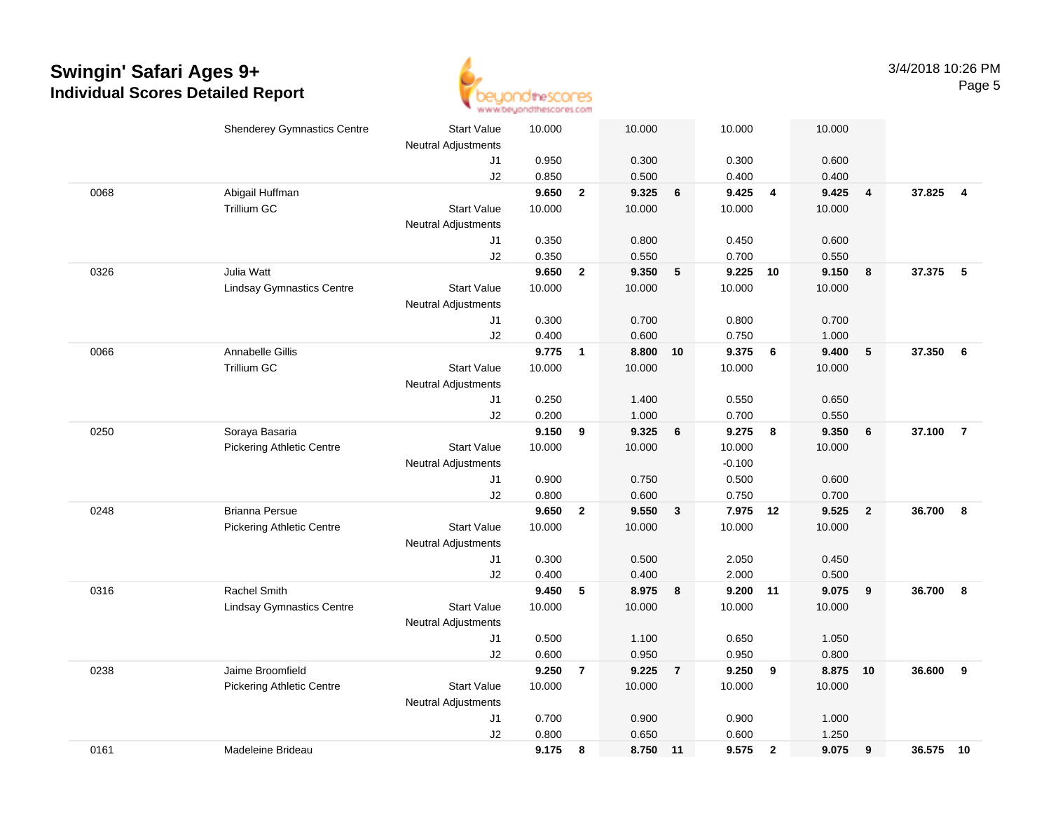# Swingin' Safari Ages 9+

## Individual Scores Detailed Report

3/4/2018 10:26 PM

| | | | | | | | | | | | | |
|---|---|---|---|---|---|---|---|---|---|---|---|---|
| | Shenderey Gymnastics Centre | Start Value | 10.000 | | 10.000 | | 10.000 | | 10.000 | | | |
| | | Neutral Adjustments | | | | | | | | | | |
| | | J1 | 0.950 | | 0.300 | | 0.300 | | 0.600 | | | |
| | | J2 | 0.850 | | 0.500 | | 0.400 | | 0.400 | | | |
| 0068 | Abigail Huffman | | **9.650** | **2** | **9.325** | **6** | **9.425** | **4** | **9.425** | **4** | **37.825** | **4** |
| | Trillium GC | Start Value | 10.000 | | 10.000 | | 10.000 | | 10.000 | | | |
| | | Neutral Adjustments | | | | | | | | | | |
| | | J1 | 0.350 | | 0.800 | | 0.450 | | 0.600 | | | |
| | | J2 | 0.350 | | 0.550 | | 0.700 | | 0.550 | | | |
| 0326 | Julia Watt | | **9.650** | **2** | **9.350** | **5** | **9.225** | **10** | **9.150** | **8** | **37.375** | **5** |
| | Lindsay Gymnastics Centre | Start Value | 10.000 | | 10.000 | | 10.000 | | 10.000 | | | |
| | | Neutral Adjustments | | | | | | | | | | |
| | | J1 | 0.300 | | 0.700 | | 0.800 | | 0.700 | | | |
| | | J2 | 0.400 | | 0.600 | | 0.750 | | 1.000 | | | |
| 0066 | Annabelle Gillis | | **9.775** | **1** | **8.800** | **10** | **9.375** | **6** | **9.400** | **5** | **37.350** | **6** |
| | Trillium GC | Start Value | 10.000 | | 10.000 | | 10.000 | | 10.000 | | | |
| | | Neutral Adjustments | | | | | | | | | | |
| | | J1 | 0.250 | | 1.400 | | 0.550 | | 0.650 | | | |
| | | J2 | 0.200 | | 1.000 | | 0.700 | | 0.550 | | | |
| 0250 | Soraya Basaria | | **9.150** | **9** | **9.325** | **6** | **9.275** | **8** | **9.350** | **6** | **37.100** | **7** |
| | Pickering Athletic Centre | Start Value | 10.000 | | 10.000 | | 10.000 | | 10.000 | | | |
| | | Neutral Adjustments | | | | | -0.100 | | | | | |
| | | J1 | 0.900 | | 0.750 | | 0.500 | | 0.600 | | | |
| | | J2 | 0.800 | | 0.600 | | 0.750 | | 0.700 | | | |
| 0248 | Brianna Persue | | **9.650** | **2** | **9.550** | **3** | **7.975** | **12** | **9.525** | **2** | **36.700** | **8** |
| | Pickering Athletic Centre | Start Value | 10.000 | | 10.000 | | 10.000 | | 10.000 | | | |
| | | Neutral Adjustments | | | | | | | | | | |
| | | J1 | 0.300 | | 0.500 | | 2.050 | | 0.450 | | | |
| | | J2 | 0.400 | | 0.400 | | 2.000 | | 0.500 | | | |
| 0316 | Rachel Smith | | **9.450** | **5** | **8.975** | **8** | **9.200** | **11** | **9.075** | **9** | **36.700** | **8** |
| | Lindsay Gymnastics Centre | Start Value | 10.000 | | 10.000 | | 10.000 | | 10.000 | | | |
| | | Neutral Adjustments | | | | | | | | | | |
| | | J1 | 0.500 | | 1.100 | | 0.650 | | 1.050 | | | |
| | | J2 | 0.600 | | 0.950 | | 0.950 | | 0.800 | | | |
| 0238 | Jaime Broomfield | | **9.250** | **7** | **9.225** | **7** | **9.250** | **9** | **8.875** | **10** | **36.600** | **9** |
| | Pickering Athletic Centre | Start Value | 10.000 | | 10.000 | | 10.000 | | 10.000 | | | |
| | | Neutral Adjustments | | | | | | | | | | |
| | | J1 | 0.700 | | 0.900 | | 0.900 | | 1.000 | | | |
| | | J2 | 0.800 | | 0.650 | | 0.600 | | 1.250 | | | |
| 0161 | Madeleine Brideau | | **9.175** | **8** | **8.750** | **11** | **9.575** | **2** | **9.075** | **9** | **36.575** | **10** |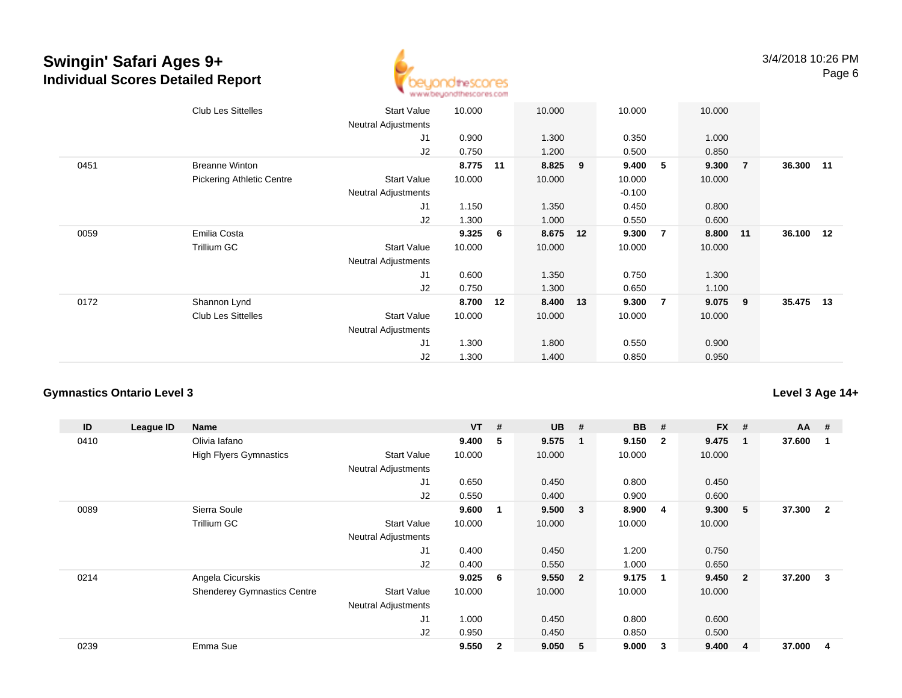# Swingin' Safari Ages 9+

## Individual Scores Detailed Report

3/4/2018 10:26 PM

| ID | League ID | Name | | VT | # | UB | # | BB | # | FX | # | AA | # |
|---|---|---|---|---|---|---|---|---|---|---|---|---|---|
| | | Club Les Sittelles | Start Value | 10.000 | | 10.000 | | 10.000 | | 10.000 | | | |
| | | | Neutral Adjustments | | | | | | | | | | |
| | | | J1 | 0.900 | | 1.300 | | 0.350 | | 1.000 | | | |
| | | | J2 | 0.750 | | 1.200 | | 0.500 | | 0.850 | | | |
| 0451 | | Breanne Winton | | **8.775** | **11** | **8.825** | **9** | **9.400** | **5** | **9.300** | **7** | **36.300** | **11** |
| | | Pickering Athletic Centre | Start Value | 10.000 | | 10.000 | | 10.000 | | 10.000 | | | |
| | | | Neutral Adjustments | | | | | -0.100 | | | | | |
| | | | J1 | 1.150 | | 1.350 | | 0.450 | | 0.800 | | | |
| | | | J2 | 1.300 | | 1.000 | | 0.550 | | 0.600 | | | |
| 0059 | | Emilia Costa | | **9.325** | **6** | **8.675** | **12** | **9.300** | **7** | **8.800** | **11** | **36.100** | **12** |
| | | Trillium GC | Start Value | 10.000 | | 10.000 | | 10.000 | | 10.000 | | | |
| | | | Neutral Adjustments | | | | | | | | | | |
| | | | J1 | 0.600 | | 1.350 | | 0.750 | | 1.300 | | | |
| | | | J2 | 0.750 | | 1.300 | | 0.650 | | 1.100 | | | |
| 0172 | | Shannon Lynd | | **8.700** | **12** | **8.400** | **13** | **9.300** | **7** | **9.075** | **9** | **35.475** | **13** |
| | | Club Les Sittelles | Start Value | 10.000 | | 10.000 | | 10.000 | | 10.000 | | | |
| | | | Neutral Adjustments | | | | | | | | | | |
| | | | J1 | 1.300 | | 1.800 | | 0.550 | | 0.900 | | | |
| | | | J2 | 1.300 | | 1.400 | | 0.850 | | 0.950 | | | |

### Gymnastics Ontario Level 3

**Level 3 Age 14+**

| ID | League ID | Name | | VT | # | UB | # | BB | # | FX | # | AA | # |
|---|---|---|---|---|---|---|---|---|---|---|---|---|---|
| 0410 | | Olivia Iafano | | **9.400** | **5** | **9.575** | **1** | **9.150** | **2** | **9.475** | **1** | **37.600** | **1** |
| | | High Flyers Gymnastics | Start Value | 10.000 | | 10.000 | | 10.000 | | 10.000 | | | |
| | | | Neutral Adjustments | | | | | | | | | | |
| | | | J1 | 0.650 | | 0.450 | | 0.800 | | 0.450 | | | |
| | | | J2 | 0.550 | | 0.400 | | 0.900 | | 0.600 | | | |
| 0089 | | Sierra Soule | | **9.600** | **1** | **9.500** | **3** | **8.900** | **4** | **9.300** | **5** | **37.300** | **2** |
| | | Trillium GC | Start Value | 10.000 | | 10.000 | | 10.000 | | 10.000 | | | |
| | | | Neutral Adjustments | | | | | | | | | | |
| | | | J1 | 0.400 | | 0.450 | | 1.200 | | 0.750 | | | |
| | | | J2 | 0.400 | | 0.550 | | 1.000 | | 0.650 | | | |
| 0214 | | Angela Cicurskis | | **9.025** | **6** | **9.550** | **2** | **9.175** | **1** | **9.450** | **2** | **37.200** | **3** |
| | | Shenderey Gymnastics Centre | Start Value | 10.000 | | 10.000 | | 10.000 | | 10.000 | | | |
| | | | Neutral Adjustments | | | | | | | | | | |
| | | | J1 | 1.000 | | 0.450 | | 0.800 | | 0.600 | | | |
| | | | J2 | 0.950 | | 0.450 | | 0.850 | | 0.500 | | | |
| 0239 | | Emma Sue | | **9.550** | **2** | **9.050** | **5** | **9.000** | **3** | **9.400** | **4** | **37.000** | **4** |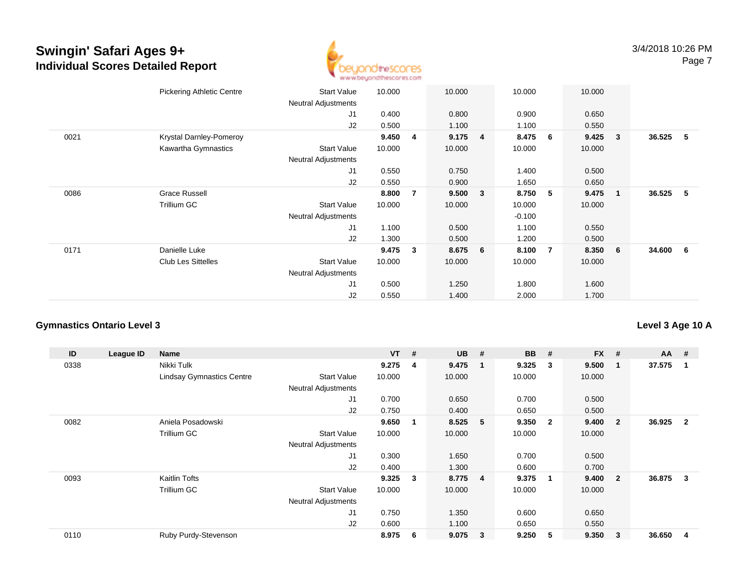# Swingin' Safari Ages 9+
## Individual Scores Detailed Report

3/4/2018 10:26 PM

| ID | League ID | Name | | VT | # | UB | # | BB | # | FX | # | AA | # |
|---|---|---|---|---|---|---|---|---|---|---|---|---|---|
| | | Pickering Athletic Centre | Start Value | 10.000 | | 10.000 | | 10.000 | | 10.000 | | | |
| | | | Neutral Adjustments | | | | | | | | | | |
| | | | J1 | 0.400 | | 0.800 | | 0.900 | | 0.650 | | | |
| | | | J2 | 0.500 | | 1.100 | | 1.100 | | 0.550 | | | |
| 0021 | | Krystal Darnley-Pomeroy | | **9.450** | **4** | **9.175** | **4** | **8.475** | **6** | **9.425** | **3** | **36.525** | **5** |
| | | Kawartha Gymnastics | Start Value | 10.000 | | 10.000 | | 10.000 | | 10.000 | | | |
| | | | Neutral Adjustments | | | | | | | | | | |
| | | | J1 | 0.550 | | 0.750 | | 1.400 | | 0.500 | | | |
| | | | J2 | 0.550 | | 0.900 | | 1.650 | | 0.650 | | | |
| 0086 | | Grace Russell | | **8.800** | **7** | **9.500** | **3** | **8.750** | **5** | **9.475** | **1** | **36.525** | **5** |
| | | Trillium GC | Start Value | 10.000 | | 10.000 | | 10.000 | | 10.000 | | | |
| | | | Neutral Adjustments | | | | | -0.100 | | | | | |
| | | | J1 | 1.100 | | 0.500 | | 1.100 | | 0.550 | | | |
| | | | J2 | 1.300 | | 0.500 | | 1.200 | | 0.500 | | | |
| 0171 | | Danielle Luke | | **9.475** | **3** | **8.675** | **6** | **8.100** | **7** | **8.350** | **6** | **34.600** | **6** |
| | | Club Les Sittelles | Start Value | 10.000 | | 10.000 | | 10.000 | | 10.000 | | | |
| | | | Neutral Adjustments | | | | | | | | | | |
| | | | J1 | 0.500 | | 1.250 | | 1.800 | | 1.600 | | | |
| | | | J2 | 0.550 | | 1.400 | | 2.000 | | 1.700 | | | |

### Gymnastics Ontario Level 3

**Level 3 Age 10 A**

| ID | League ID | Name | | VT | # | UB | # | BB | # | FX | # | AA | # |
|---|---|---|---|---|---|---|---|---|---|---|---|---|---|
| 0338 | | Nikki Tulk | | **9.275** | **4** | **9.475** | **1** | **9.325** | **3** | **9.500** | **1** | **37.575** | **1** |
| | | Lindsay Gymnastics Centre | Start Value | 10.000 | | 10.000 | | 10.000 | | 10.000 | | | |
| | | | Neutral Adjustments | | | | | | | | | | |
| | | | J1 | 0.700 | | 0.650 | | 0.700 | | 0.500 | | | |
| | | | J2 | 0.750 | | 0.400 | | 0.650 | | 0.500 | | | |
| 0082 | | Aniela Posadowski | | **9.650** | **1** | **8.525** | **5** | **9.350** | **2** | **9.400** | **2** | **36.925** | **2** |
| | | Trillium GC | Start Value | 10.000 | | 10.000 | | 10.000 | | 10.000 | | | |
| | | | Neutral Adjustments | | | | | | | | | | |
| | | | J1 | 0.300 | | 1.650 | | 0.700 | | 0.500 | | | |
| | | | J2 | 0.400 | | 1.300 | | 0.600 | | 0.700 | | | |
| 0093 | | Kaitlin Tofts | | **9.325** | **3** | **8.775** | **4** | **9.375** | **1** | **9.400** | **2** | **36.875** | **3** |
| | | Trillium GC | Start Value | 10.000 | | 10.000 | | 10.000 | | 10.000 | | | |
| | | | Neutral Adjustments | | | | | | | | | | |
| | | | J1 | 0.750 | | 1.350 | | 0.600 | | 0.650 | | | |
| | | | J2 | 0.600 | | 1.100 | | 0.650 | | 0.550 | | | |
| 0110 | | Ruby Purdy-Stevenson | | **8.975** | **6** | **9.075** | **3** | **9.250** | **5** | **9.350** | **3** | **36.650** | **4** |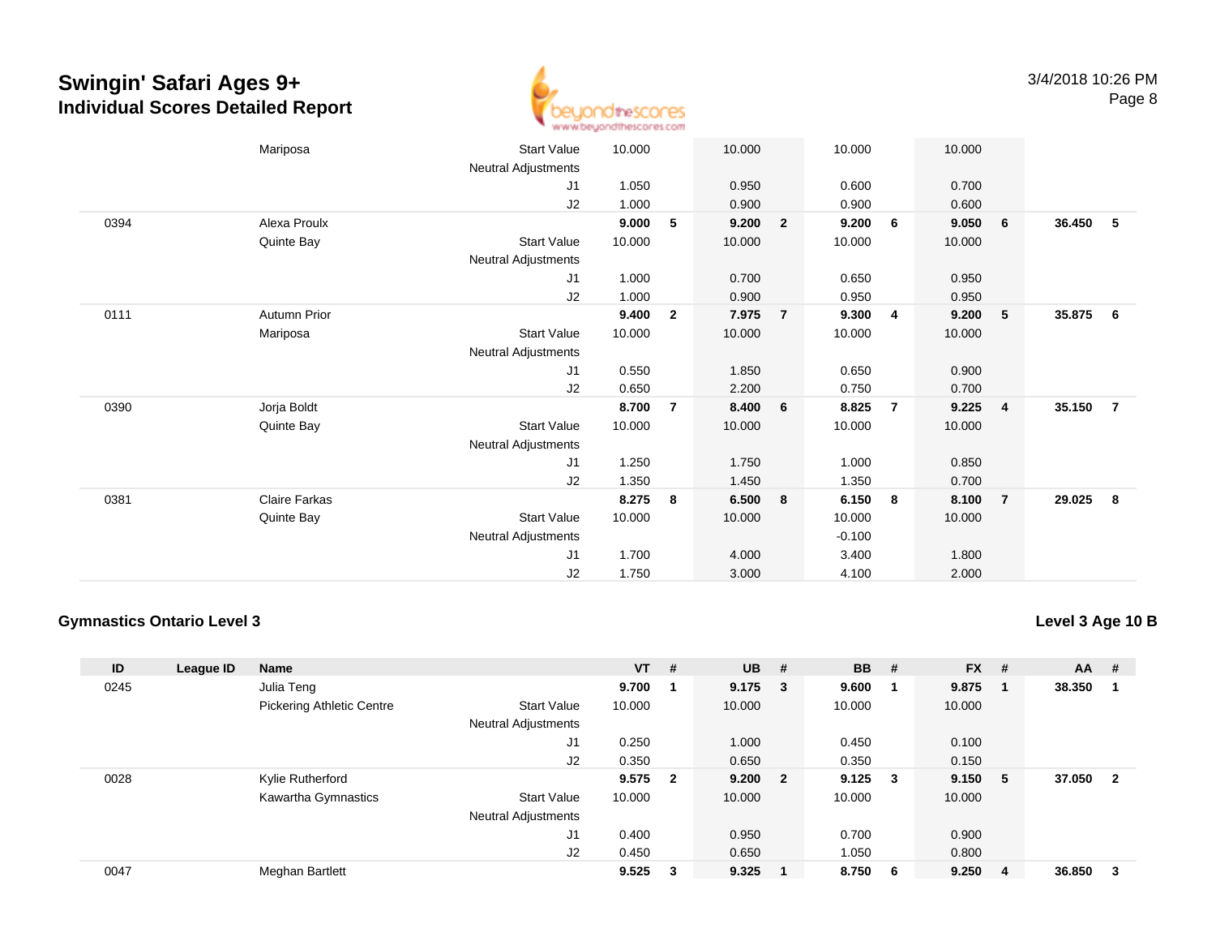# Swingin' Safari Ages 9+
## Individual Scores Detailed Report

3/4/2018 10:26 PM

| ID | League ID | Name | | VT | # | UB | # | BB | # | FX | # | AA | # |
|---|---|---|---|---|---|---|---|---|---|---|---|---|---|
| | | Mariposa | Start Value | 10.000 | | 10.000 | | 10.000 | | 10.000 | | | |
| | | | Neutral Adjustments | | | | | | | | | | |
| | | | J1 | 1.050 | | 0.950 | | 0.600 | | 0.700 | | | |
| | | | J2 | 1.000 | | 0.900 | | 0.900 | | 0.600 | | | |
| 0394 | | Alexa Proulx | | **9.000** | **5** | **9.200** | **2** | **9.200** | **6** | **9.050** | **6** | **36.450** | **5** |
| | | Quinte Bay | Start Value | 10.000 | | 10.000 | | 10.000 | | 10.000 | | | |
| | | | Neutral Adjustments | | | | | | | | | | |
| | | | J1 | 1.000 | | 0.700 | | 0.650 | | 0.950 | | | |
| | | | J2 | 1.000 | | 0.900 | | 0.950 | | 0.950 | | | |
| 0111 | | Autumn Prior | | **9.400** | **2** | **7.975** | **7** | **9.300** | **4** | **9.200** | **5** | **35.875** | **6** |
| | | Mariposa | Start Value | 10.000 | | 10.000 | | 10.000 | | 10.000 | | | |
| | | | Neutral Adjustments | | | | | | | | | | |
| | | | J1 | 0.550 | | 1.850 | | 0.650 | | 0.900 | | | |
| | | | J2 | 0.650 | | 2.200 | | 0.750 | | 0.700 | | | |
| 0390 | | Jorja Boldt | | **8.700** | **7** | **8.400** | **6** | **8.825** | **7** | **9.225** | **4** | **35.150** | **7** |
| | | Quinte Bay | Start Value | 10.000 | | 10.000 | | 10.000 | | 10.000 | | | |
| | | | Neutral Adjustments | | | | | | | | | | |
| | | | J1 | 1.250 | | 1.750 | | 1.000 | | 0.850 | | | |
| | | | J2 | 1.350 | | 1.450 | | 1.350 | | 0.700 | | | |
| 0381 | | Claire Farkas | | **8.275** | **8** | **6.500** | **8** | **6.150** | **8** | **8.100** | **7** | **29.025** | **8** |
| | | Quinte Bay | Start Value | 10.000 | | 10.000 | | 10.000 | | 10.000 | | | |
| | | | Neutral Adjustments | | | | | -0.100 | | | | | |
| | | | J1 | 1.700 | | 4.000 | | 3.400 | | 1.800 | | | |
| | | | J2 | 1.750 | | 3.000 | | 4.100 | | 2.000 | | | |

### Gymnastics Ontario Level 3

### Level 3 Age 10 B

| ID | League ID | Name | | VT | # | UB | # | BB | # | FX | # | AA | # |
|---|---|---|---|---|---|---|---|---|---|---|---|---|---|
| 0245 | | Julia Teng | | **9.700** | **1** | **9.175** | **3** | **9.600** | **1** | **9.875** | **1** | **38.350** | **1** |
| | | Pickering Athletic Centre | Start Value | 10.000 | | 10.000 | | 10.000 | | 10.000 | | | |
| | | | Neutral Adjustments | | | | | | | | | | |
| | | | J1 | 0.250 | | 1.000 | | 0.450 | | 0.100 | | | |
| | | | J2 | 0.350 | | 0.650 | | 0.350 | | 0.150 | | | |
| 0028 | | Kylie Rutherford | | **9.575** | **2** | **9.200** | **2** | **9.125** | **3** | **9.150** | **5** | **37.050** | **2** |
| | | Kawartha Gymnastics | Start Value | 10.000 | | 10.000 | | 10.000 | | 10.000 | | | |
| | | | Neutral Adjustments | | | | | | | | | | |
| | | | J1 | 0.400 | | 0.950 | | 0.700 | | 0.900 | | | |
| | | | J2 | 0.450 | | 0.650 | | 1.050 | | 0.800 | | | |
| 0047 | | Meghan Bartlett | | **9.525** | **3** | **9.325** | **1** | **8.750** | **6** | **9.250** | **4** | **36.850** | **3** |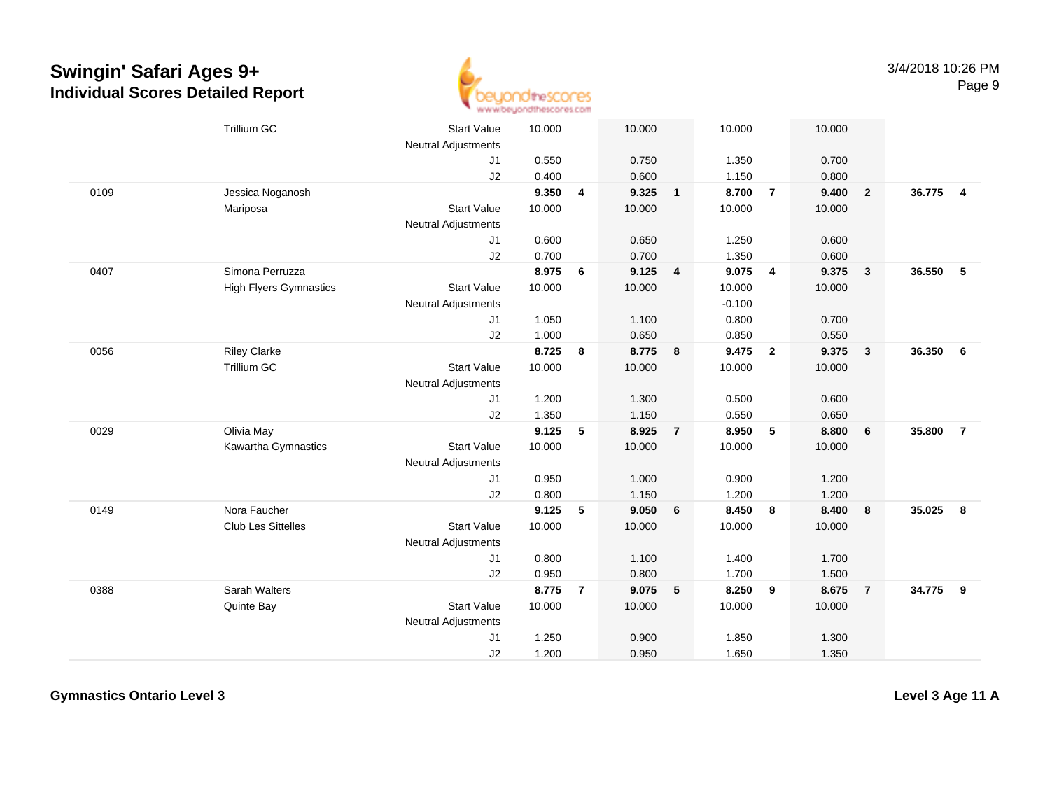# Swingin' Safari Ages 9+
## Individual Scores Detailed Report

3/4/2018 10:26 PM

| | | | | | | | | | | | | |
|---|---|---|---|---|---|---|---|---|---|---|---|---|
| | Trillium GC | Start Value | 10.000 | | 10.000 | | 10.000 | | 10.000 | | | |
| | | Neutral Adjustments | | | | | | | | | | |
| | | J1 | 0.550 | | 0.750 | | 1.350 | | 0.700 | | | |
| | | J2 | 0.400 | | 0.600 | | 1.150 | | 0.800 | | | |
| 0109 | Jessica Noganosh | | **9.350** | **4** | **9.325** | **1** | **8.700** | **7** | **9.400** | **2** | **36.775** | **4** |
| | Mariposa | Start Value | 10.000 | | 10.000 | | 10.000 | | 10.000 | | | |
| | | Neutral Adjustments | | | | | | | | | | |
| | | J1 | 0.600 | | 0.650 | | 1.250 | | 0.600 | | | |
| | | J2 | 0.700 | | 0.700 | | 1.350 | | 0.600 | | | |
| 0407 | Simona Perruzza | | **8.975** | **6** | **9.125** | **4** | **9.075** | **4** | **9.375** | **3** | **36.550** | **5** |
| | High Flyers Gymnastics | Start Value | 10.000 | | 10.000 | | 10.000 | | 10.000 | | | |
| | | Neutral Adjustments | | | | | -0.100 | | | | | |
| | | J1 | 1.050 | | 1.100 | | 0.800 | | 0.700 | | | |
| | | J2 | 1.000 | | 0.650 | | 0.850 | | 0.550 | | | |
| 0056 | Riley Clarke | | **8.725** | **8** | **8.775** | **8** | **9.475** | **2** | **9.375** | **3** | **36.350** | **6** |
| | Trillium GC | Start Value | 10.000 | | 10.000 | | 10.000 | | 10.000 | | | |
| | | Neutral Adjustments | | | | | | | | | | |
| | | J1 | 1.200 | | 1.300 | | 0.500 | | 0.600 | | | |
| | | J2 | 1.350 | | 1.150 | | 0.550 | | 0.650 | | | |
| 0029 | Olivia May | | **9.125** | **5** | **8.925** | **7** | **8.950** | **5** | **8.800** | **6** | **35.800** | **7** |
| | Kawartha Gymnastics | Start Value | 10.000 | | 10.000 | | 10.000 | | 10.000 | | | |
| | | Neutral Adjustments | | | | | | | | | | |
| | | J1 | 0.950 | | 1.000 | | 0.900 | | 1.200 | | | |
| | | J2 | 0.800 | | 1.150 | | 1.200 | | 1.200 | | | |
| 0149 | Nora Faucher | | **9.125** | **5** | **9.050** | **6** | **8.450** | **8** | **8.400** | **8** | **35.025** | **8** |
| | Club Les Sittelles | Start Value | 10.000 | | 10.000 | | 10.000 | | 10.000 | | | |
| | | Neutral Adjustments | | | | | | | | | | |
| | | J1 | 0.800 | | 1.100 | | 1.400 | | 1.700 | | | |
| | | J2 | 0.950 | | 0.800 | | 1.700 | | 1.500 | | | |
| 0388 | Sarah Walters | | **8.775** | **7** | **9.075** | **5** | **8.250** | **9** | **8.675** | **7** | **34.775** | **9** |
| | Quinte Bay | Start Value | 10.000 | | 10.000 | | 10.000 | | 10.000 | | | |
| | | Neutral Adjustments | | | | | | | | | | |
| | | J1 | 1.250 | | 0.900 | | 1.850 | | 1.300 | | | |
| | | J2 | 1.200 | | 0.950 | | 1.650 | | 1.350 | | | |

**Gymnastics Ontario Level 3** **Level 3 Age 11 A**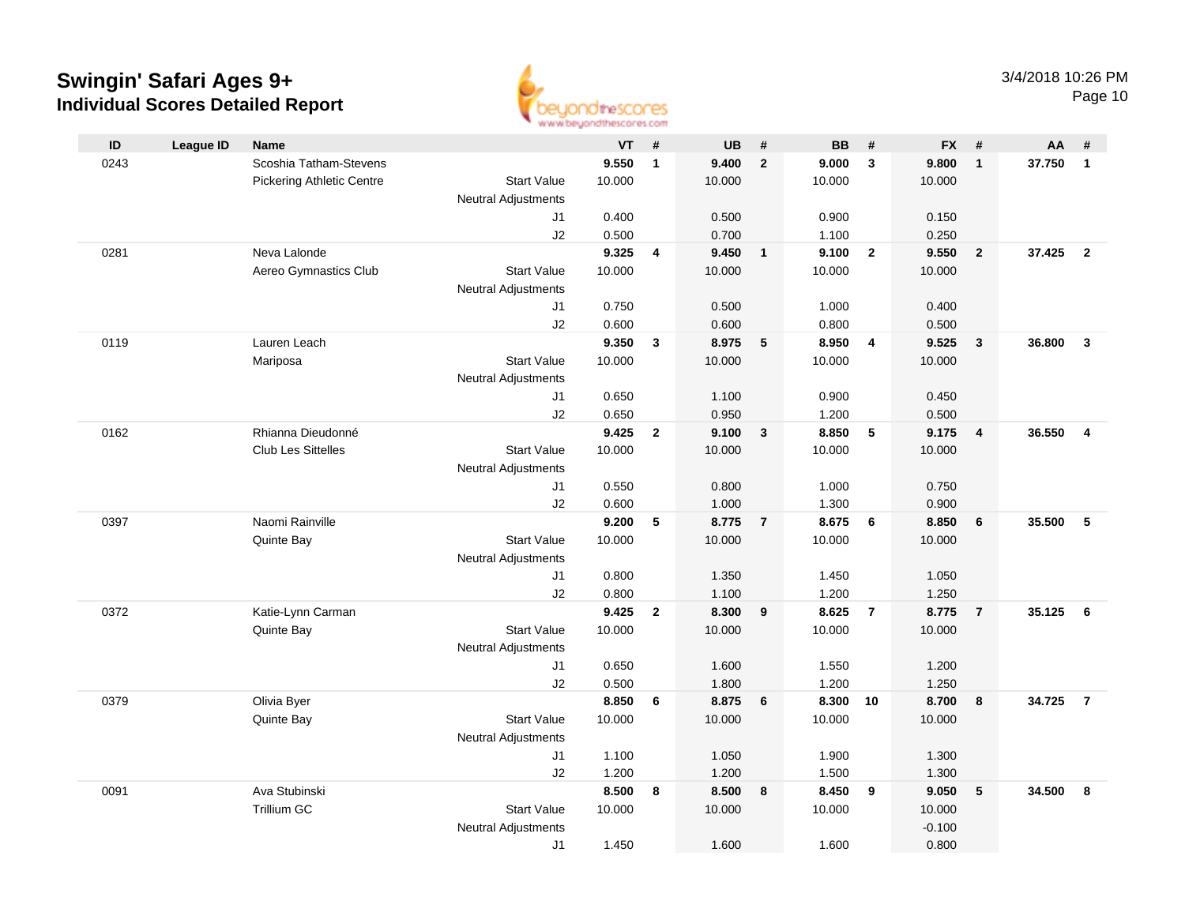# Swingin' Safari Ages 9+

## Individual Scores Detailed Report

3/4/2018 10:26 PM

| ID | League ID | Name | | VT | # | UB | # | BB | # | FX | # | AA | # |
|---|---|---|---|---|---|---|---|---|---|---|---|---|---|
| 0243 | | Scoshia Tatham-Stevens | | **9.550** | **1** | **9.400** | **2** | **9.000** | **3** | **9.800** | **1** | **37.750** | **1** |
| | | Pickering Athletic Centre | Start Value | 10.000 | | 10.000 | | 10.000 | | 10.000 | | | |
| | | | Neutral Adjustments | | | | | | | | | | |
| | | | J1 | 0.400 | | 0.500 | | 0.900 | | 0.150 | | | |
| | | | J2 | 0.500 | | 0.700 | | 1.100 | | 0.250 | | | |
| 0281 | | Neva Lalonde | | **9.325** | **4** | **9.450** | **1** | **9.100** | **2** | **9.550** | **2** | **37.425** | **2** |
| | | Aereo Gymnastics Club | Start Value | 10.000 | | 10.000 | | 10.000 | | 10.000 | | | |
| | | | Neutral Adjustments | | | | | | | | | | |
| | | | J1 | 0.750 | | 0.500 | | 1.000 | | 0.400 | | | |
| | | | J2 | 0.600 | | 0.600 | | 0.800 | | 0.500 | | | |
| 0119 | | Lauren Leach | | **9.350** | **3** | **8.975** | **5** | **8.950** | **4** | **9.525** | **3** | **36.800** | **3** |
| | | Mariposa | Start Value | 10.000 | | 10.000 | | 10.000 | | 10.000 | | | |
| | | | Neutral Adjustments | | | | | | | | | | |
| | | | J1 | 0.650 | | 1.100 | | 0.900 | | 0.450 | | | |
| | | | J2 | 0.650 | | 0.950 | | 1.200 | | 0.500 | | | |
| 0162 | | Rhianna Dieudonné | | **9.425** | **2** | **9.100** | **3** | **8.850** | **5** | **9.175** | **4** | **36.550** | **4** |
| | | Club Les Sittelles | Start Value | 10.000 | | 10.000 | | 10.000 | | 10.000 | | | |
| | | | Neutral Adjustments | | | | | | | | | | |
| | | | J1 | 0.550 | | 0.800 | | 1.000 | | 0.750 | | | |
| | | | J2 | 0.600 | | 1.000 | | 1.300 | | 0.900 | | | |
| 0397 | | Naomi Rainville | | **9.200** | **5** | **8.775** | **7** | **8.675** | **6** | **8.850** | **6** | **35.500** | **5** |
| | | Quinte Bay | Start Value | 10.000 | | 10.000 | | 10.000 | | 10.000 | | | |
| | | | Neutral Adjustments | | | | | | | | | | |
| | | | J1 | 0.800 | | 1.350 | | 1.450 | | 1.050 | | | |
| | | | J2 | 0.800 | | 1.100 | | 1.200 | | 1.250 | | | |
| 0372 | | Katie-Lynn Carman | | **9.425** | **2** | **8.300** | **9** | **8.625** | **7** | **8.775** | **7** | **35.125** | **6** |
| | | Quinte Bay | Start Value | 10.000 | | 10.000 | | 10.000 | | 10.000 | | | |
| | | | Neutral Adjustments | | | | | | | | | | |
| | | | J1 | 0.650 | | 1.600 | | 1.550 | | 1.200 | | | |
| | | | J2 | 0.500 | | 1.800 | | 1.200 | | 1.250 | | | |
| 0379 | | Olivia Byer | | **8.850** | **6** | **8.875** | **6** | **8.300** | **10** | **8.700** | **8** | **34.725** | **7** |
| | | Quinte Bay | Start Value | 10.000 | | 10.000 | | 10.000 | | 10.000 | | | |
| | | | Neutral Adjustments | | | | | | | | | | |
| | | | J1 | 1.100 | | 1.050 | | 1.900 | | 1.300 | | | |
| | | | J2 | 1.200 | | 1.200 | | 1.500 | | 1.300 | | | |
| 0091 | | Ava Stubinski | | **8.500** | **8** | **8.500** | **8** | **8.450** | **9** | **9.050** | **5** | **34.500** | **8** |
| | | Trillium GC | Start Value | 10.000 | | 10.000 | | 10.000 | | 10.000 | | | |
| | | | Neutral Adjustments | | | | | | | -0.100 | | | |
| | | | J1 | 1.450 | | 1.600 | | 1.600 | | 0.800 | | | |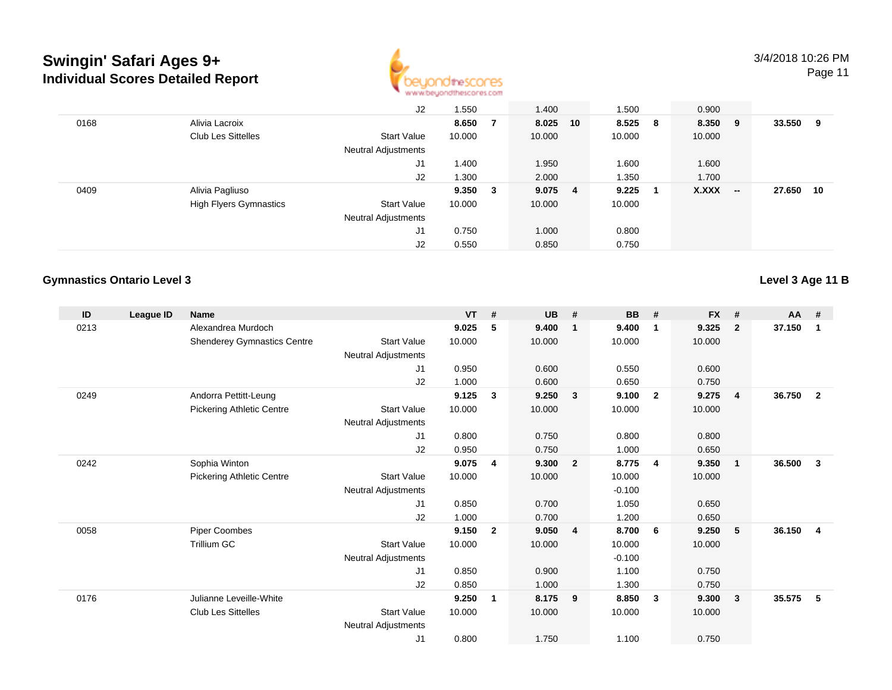# Swingin' Safari Ages 9+

## Individual Scores Detailed Report

| ID | League ID | Name | | VT | # | UB | # | BB | # | FX | # | AA | # |
|---|---|---|---|---|---|---|---|---|---|---|---|---|---|
| | | | J2 | 1.550 | | 1.400 | | 1.500 | | 0.900 | | | |
| 0168 | | Alivia Lacroix | | **8.650** | **7** | **8.025** | **10** | **8.525** | **8** | **8.350** | **9** | **33.550** | **9** |
| | | Club Les Sittelles | Start Value | 10.000 | | 10.000 | | 10.000 | | 10.000 | | | |
| | | | Neutral Adjustments | | | | | | | | | | |
| | | | J1 | 1.400 | | 1.950 | | 1.600 | | 1.600 | | | |
| | | | J2 | 1.300 | | 2.000 | | 1.350 | | 1.700 | | | |
| 0409 | | Alivia Pagliuso | | **9.350** | **3** | **9.075** | **4** | **9.225** | **1** | **X.XXX** | **--** | **27.650** | **10** |
| | | High Flyers Gymnastics | Start Value | 10.000 | | 10.000 | | 10.000 | | | | | |
| | | | Neutral Adjustments | | | | | | | | | | |
| | | | J1 | 0.750 | | 1.000 | | 0.800 | | | | | |
| | | | J2 | 0.550 | | 0.850 | | 0.750 | | | | | |

### Gymnastics Ontario Level 3

### Level 3 Age 11 B

| ID | League ID | Name | | VT | # | UB | # | BB | # | FX | # | AA | # |
|---|---|---|---|---|---|---|---|---|---|---|---|---|---|
| 0213 | | Alexandrea Murdoch | | **9.025** | **5** | **9.400** | **1** | **9.400** | **1** | **9.325** | **2** | **37.150** | **1** |
| | | Shenderey Gymnastics Centre | Start Value | 10.000 | | 10.000 | | 10.000 | | 10.000 | | | |
| | | | Neutral Adjustments | | | | | | | | | | |
| | | | J1 | 0.950 | | 0.600 | | 0.550 | | 0.600 | | | |
| | | | J2 | 1.000 | | 0.600 | | 0.650 | | 0.750 | | | |
| 0249 | | Andorra Pettitt-Leung | | **9.125** | **3** | **9.250** | **3** | **9.100** | **2** | **9.275** | **4** | **36.750** | **2** |
| | | Pickering Athletic Centre | Start Value | 10.000 | | 10.000 | | 10.000 | | 10.000 | | | |
| | | | Neutral Adjustments | | | | | | | | | | |
| | | | J1 | 0.800 | | 0.750 | | 0.800 | | 0.800 | | | |
| | | | J2 | 0.950 | | 0.750 | | 1.000 | | 0.650 | | | |
| 0242 | | Sophia Winton | | **9.075** | **4** | **9.300** | **2** | **8.775** | **4** | **9.350** | **1** | **36.500** | **3** |
| | | Pickering Athletic Centre | Start Value | 10.000 | | 10.000 | | 10.000 | | 10.000 | | | |
| | | | Neutral Adjustments | | | | | -0.100 | | | | | |
| | | | J1 | 0.850 | | 0.700 | | 1.050 | | 0.650 | | | |
| | | | J2 | 1.000 | | 0.700 | | 1.200 | | 0.650 | | | |
| 0058 | | Piper Coombes | | **9.150** | **2** | **9.050** | **4** | **8.700** | **6** | **9.250** | **5** | **36.150** | **4** |
| | | Trillium GC | Start Value | 10.000 | | 10.000 | | 10.000 | | 10.000 | | | |
| | | | Neutral Adjustments | | | | | -0.100 | | | | | |
| | | | J1 | 0.850 | | 0.900 | | 1.100 | | 0.750 | | | |
| | | | J2 | 0.850 | | 1.000 | | 1.300 | | 0.750 | | | |
| 0176 | | Julianne Leveille-White | | **9.250** | **1** | **8.175** | **9** | **8.850** | **3** | **9.300** | **3** | **35.575** | **5** |
| | | Club Les Sittelles | Start Value | 10.000 | | 10.000 | | 10.000 | | 10.000 | | | |
| | | | Neutral Adjustments | | | | | | | | | | |
| | | | J1 | 0.800 | | 1.750 | | 1.100 | | 0.750 | | | |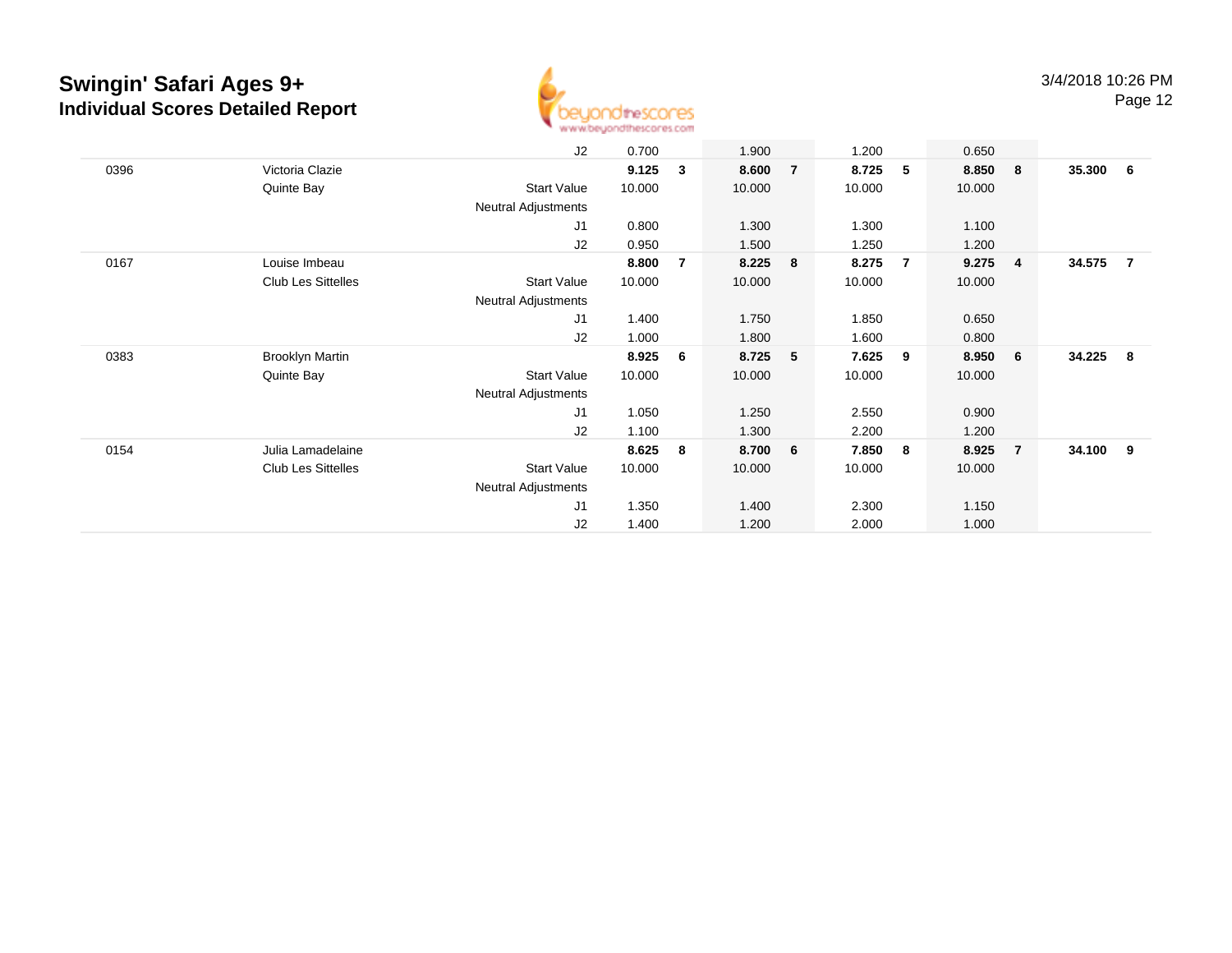# Swingin' Safari Ages 9+

## Individual Scores Detailed Report

3/4/2018 10:26 PM

| | | | | | | | | | | | | |
|---|---|---|---|---|---|---|---|---|---|---|---|---|
| | | J2 | 0.700 | | 1.900 | | 1.200 | | 0.650 | | | |
| 0396 | Victoria Clazie | | **9.125** | **3** | **8.600** | **7** | **8.725** | **5** | **8.850** | **8** | **35.300** | **6** |
| | Quinte Bay | Start Value | 10.000 | | 10.000 | | 10.000 | | 10.000 | | | |
| | | Neutral Adjustments | | | | | | | | | | |
| | | J1 | 0.800 | | 1.300 | | 1.300 | | 1.100 | | | |
| | | J2 | 0.950 | | 1.500 | | 1.250 | | 1.200 | | | |
| 0167 | Louise Imbeau | | **8.800** | **7** | **8.225** | **8** | **8.275** | **7** | **9.275** | **4** | **34.575** | **7** |
| | Club Les Sittelles | Start Value | 10.000 | | 10.000 | | 10.000 | | 10.000 | | | |
| | | Neutral Adjustments | | | | | | | | | | |
| | | J1 | 1.400 | | 1.750 | | 1.850 | | 0.650 | | | |
| | | J2 | 1.000 | | 1.800 | | 1.600 | | 0.800 | | | |
| 0383 | Brooklyn Martin | | **8.925** | **6** | **8.725** | **5** | **7.625** | **9** | **8.950** | **6** | **34.225** | **8** |
| | Quinte Bay | Start Value | 10.000 | | 10.000 | | 10.000 | | 10.000 | | | |
| | | Neutral Adjustments | | | | | | | | | | |
| | | J1 | 1.050 | | 1.250 | | 2.550 | | 0.900 | | | |
| | | J2 | 1.100 | | 1.300 | | 2.200 | | 1.200 | | | |
| 0154 | Julia Lamadelaine | | **8.625** | **8** | **8.700** | **6** | **7.850** | **8** | **8.925** | **7** | **34.100** | **9** |
| | Club Les Sittelles | Start Value | 10.000 | | 10.000 | | 10.000 | | 10.000 | | | |
| | | Neutral Adjustments | | | | | | | | | | |
| | | J1 | 1.350 | | 1.400 | | 2.300 | | 1.150 | | | |
| | | J2 | 1.400 | | 1.200 | | 2.000 | | 1.000 | | | |